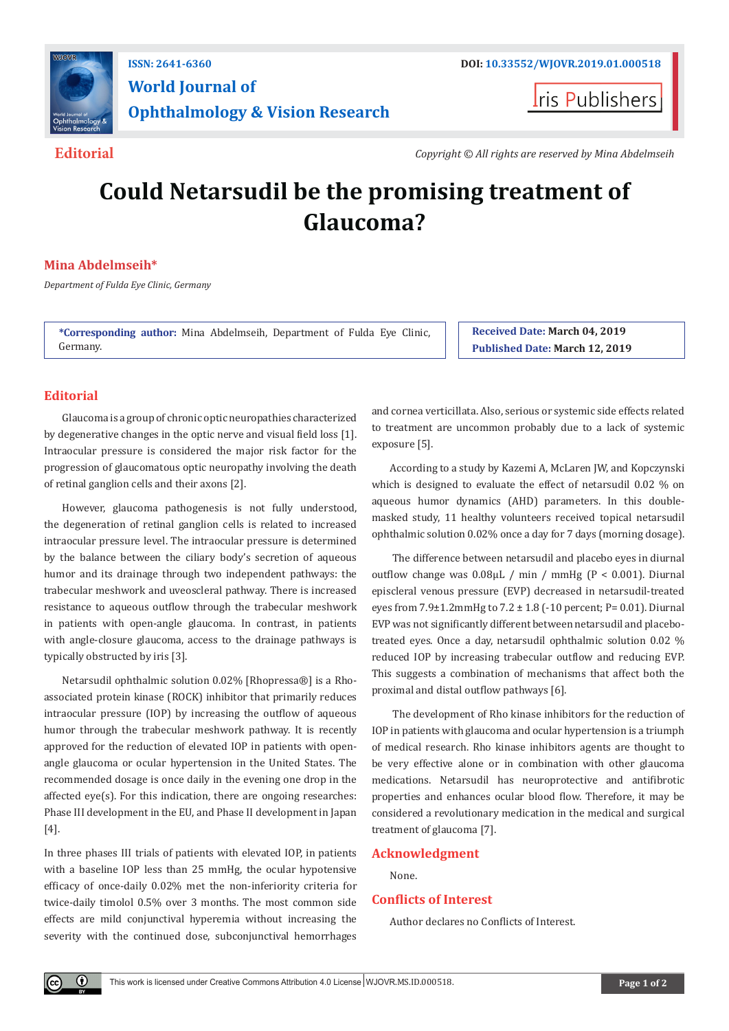Editorial

*Copyright © All rights are reserved by Mina Abdelmseih*

# Could Netarsudil be the promising treatment of Glaucoma?

**Mina Abdelmseih***

*Department of Fulda Eye Clinic, Germany*

**\*Corresponding author:** Mina Abdelmseih, Department of Fulda Eye Clinic, Germany.

**Received Date:** March 04, 2019

**Published Date:** March 12, 2019

## Editorial

Glaucoma is a group of chronic optic neuropathies characterized by degenerative changes in the optic nerve and visual field loss [1]. Intraocular pressure is considered the major risk factor for the progression of glaucomatous optic neuropathy involving the death of retinal ganglion cells and their axons [2].

However, glaucoma pathogenesis is not fully understood, the degeneration of retinal ganglion cells is related to increased intraocular pressure level. The intraocular pressure is determined by the balance between the ciliary body's secretion of aqueous humor and its drainage through two independent pathways: the trabecular meshwork and uveoscleral pathway. There is increased resistance to aqueous outflow through the trabecular meshwork in patients with open-angle glaucoma. In contrast, in patients with angle-closure glaucoma, access to the drainage pathways is typically obstructed by iris [3].

Netarsudil ophthalmic solution 0.02% [Rhopressa®] is a Rho-associated protein kinase (ROCK) inhibitor that primarily reduces intraocular pressure (IOP) by increasing the outflow of aqueous humor through the trabecular meshwork pathway. It is recently approved for the reduction of elevated IOP in patients with open-angle glaucoma or ocular hypertension in the United States. The recommended dosage is once daily in the evening one drop in the affected eye(s). For this indication, there are ongoing researches: Phase III development in the EU, and Phase II development in Japan [4].

In three phases III trials of patients with elevated IOP, in patients with a baseline IOP less than 25 mmHg, the ocular hypotensive efficacy of once-daily 0.02% met the non-inferiority criteria for twice-daily timolol 0.5% over 3 months. The most common side effects are mild conjunctival hyperemia without increasing the severity with the continued dose, subconjunctival hemorrhages and cornea verticillata. Also, serious or systemic side effects related to treatment are uncommon probably due to a lack of systemic exposure [5].

According to a study by Kazemi A, McLaren JW, and Kopczynski which is designed to evaluate the effect of netarsudil 0.02 % on aqueous humor dynamics (AHD) parameters. In this double-masked study, 11 healthy volunteers received topical netarsudil ophthalmic solution 0.02% once a day for 7 days (morning dosage).

The difference between netarsudil and placebo eyes in diurnal outflow change was 0.08μL / min / mmHg ($P < 0.001$). Diurnal episcleral venous pressure (EVP) decreased in netarsudil-treated eyes from 7.9±1.2mmHg to 7.2 ± 1.8 (-10 percent; P= 0.01). Diurnal EVP was not significantly different between netarsudil and placebo-treated eyes. Once a day, netarsudil ophthalmic solution 0.02 % reduced IOP by increasing trabecular outflow and reducing EVP. This suggests a combination of mechanisms that affect both the proximal and distal outflow pathways [6].

The development of Rho kinase inhibitors for the reduction of IOP in patients with glaucoma and ocular hypertension is a triumph of medical research. Rho kinase inhibitors agents are thought to be very effective alone or in combination with other glaucoma medications. Netarsudil has neuroprotective and antifibrotic properties and enhances ocular blood flow. Therefore, it may be considered a revolutionary medication in the medical and surgical treatment of glaucoma [7].

## Acknowledgment

None.

## Conflicts of Interest

Author declares no Conflicts of Interest.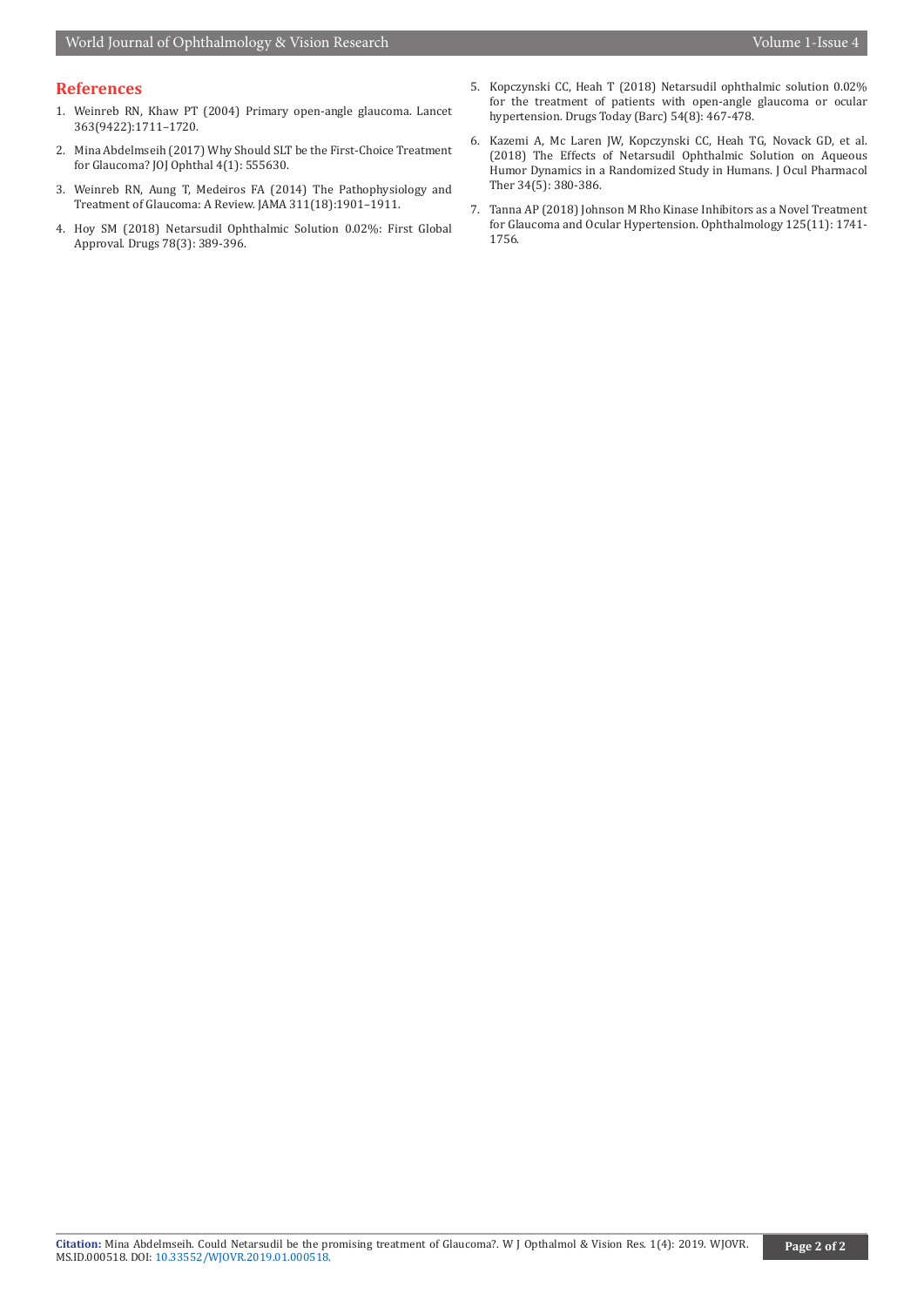## References

1. Weinreb RN, Khaw PT (2004) Primary open-angle glaucoma. Lancet 363(9422):1711–1720.
2. Mina Abdelmseih (2017) Why Should SLT be the First-Choice Treatment for Glaucoma? JOJ Ophthal 4(1): 555630.
3. Weinreb RN, Aung T, Medeiros FA (2014) The Pathophysiology and Treatment of Glaucoma: A Review. JAMA 311(18):1901–1911.
4. Hoy SM (2018) Netarsudil Ophthalmic Solution 0.02%: First Global Approval. Drugs 78(3): 389-396.
5. Kopczynski CC, Heah T (2018) Netarsudil ophthalmic solution 0.02% for the treatment of patients with open-angle glaucoma or ocular hypertension. Drugs Today (Barc) 54(8): 467-478.
6. Kazemi A, Mc Laren JW, Kopczynski CC, Heah TG, Novack GD, et al. (2018) The Effects of Netarsudil Ophthalmic Solution on Aqueous Humor Dynamics in a Randomized Study in Humans. J Ocul Pharmacol Ther 34(5): 380-386.
7. Tanna AP (2018) Johnson M Rho Kinase Inhibitors as a Novel Treatment for Glaucoma and Ocular Hypertension. Ophthalmology 125(11): 1741-1756.

**Citation:** Mina Abdelmseih. Could Netarsudil be the promising treatment of Glaucoma?. W J Opthalmol & Vision Res. 1(4): 2019. WJOVR. MS.ID.000518. DOI: 10.33552/WJOVR.2019.01.000518.